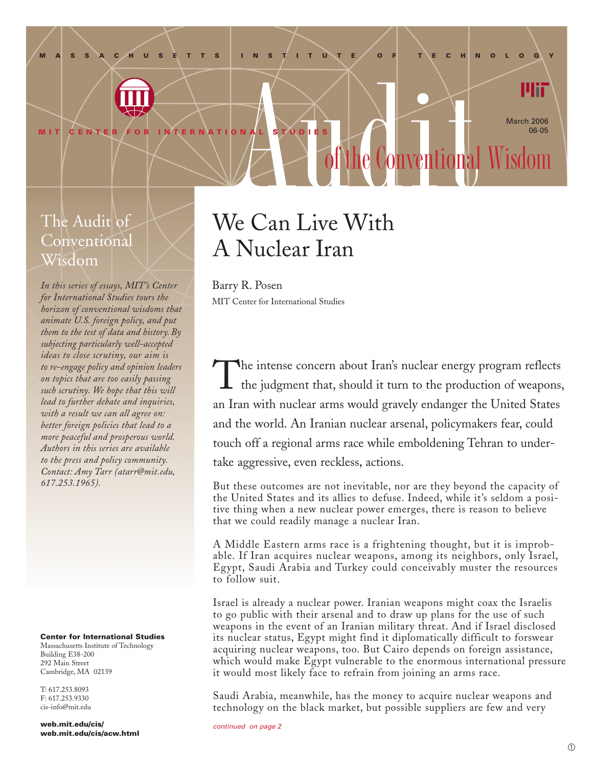MASSACHUSETTS INSTITUTE OF TECHNOLOGY

MIT CENTER FOR INTERNATIONAL STUDIES

# Audit of the Conventional Wisdom

March 2006
06-05

## The Audit of Conventional Wisdom

*In this series of essays, MIT's Center for International Studies tours the horizon of conventional wisdoms that animate U.S. foreign policy, and put them to the test of data and history. By subjecting particularly well-accepted ideas to close scrutiny, our aim is to re-engage policy and opinion leaders on topics that are too easily passing such scrutiny. We hope that this will lead to further debate and inquiries, with a result we can all agree on: better foreign policies that lead to a more peaceful and prosperous world. Authors in this series are available to the press and policy community. Contact: Amy Tarr (atarr@mit.edu, 617.253.1965).*

**Center for International Studies**
Massachusetts Institute of Technology
Building E38-200
292 Main Street
Cambridge, MA 02139

T: 617.253.8093
F: 617.253.9330
cis-info@mit.edu

**web.mit.edu/cis/**
**web.mit.edu/cis/acw.html**

# We Can Live With A Nuclear Iran

Barry R. Posen
MIT Center for International Studies

The intense concern about Iran's nuclear energy program reflects the judgment that, should it turn to the production of weapons, an Iran with nuclear arms would gravely endanger the United States and the world. An Iranian nuclear arsenal, policymakers fear, could touch off a regional arms race while emboldening Tehran to undertake aggressive, even reckless, actions.

But these outcomes are not inevitable, nor are they beyond the capacity of the United States and its allies to defuse. Indeed, while it's seldom a positive thing when a new nuclear power emerges, there is reason to believe that we could readily manage a nuclear Iran.

A Middle Eastern arms race is a frightening thought, but it is improbable. If Iran acquires nuclear weapons, among its neighbors, only Israel, Egypt, Saudi Arabia and Turkey could conceivably muster the resources to follow suit.

Israel is already a nuclear power. Iranian weapons might coax the Israelis to go public with their arsenal and to draw up plans for the use of such weapons in the event of an Iranian military threat. And if Israel disclosed its nuclear status, Egypt might find it diplomatically difficult to forswear acquiring nuclear weapons, too. But Cairo depends on foreign assistance, which would make Egypt vulnerable to the enormous international pressure it would most likely face to refrain from joining an arms race.

Saudi Arabia, meanwhile, has the money to acquire nuclear weapons and technology on the black market, but possible suppliers are few and very

*continued on page 2*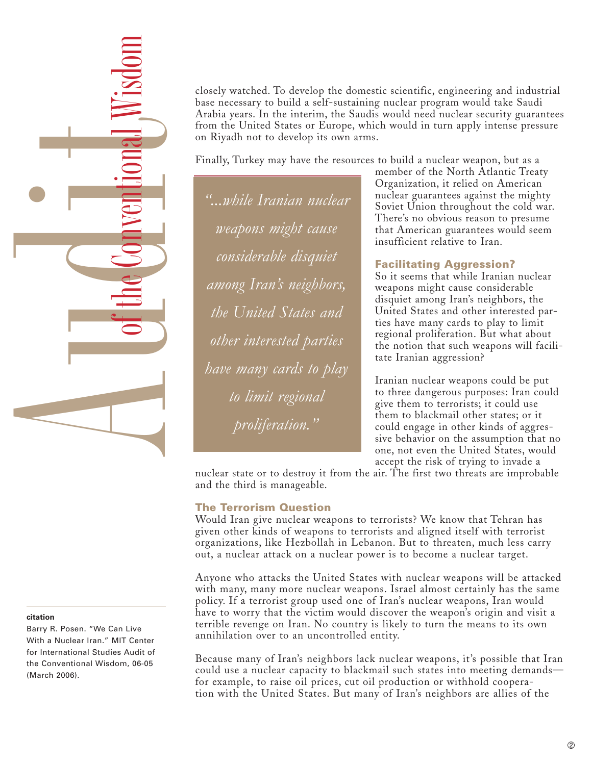closely watched. To develop the domestic scientific, engineering and industrial base necessary to build a self-sustaining nuclear program would take Saudi Arabia years. In the interim, the Saudis would need nuclear security guarantees from the United States or Europe, which would in turn apply intense pressure on Riyadh not to develop its own arms.

Finally, Turkey may have the resources to build a nuclear weapon, but as a member of the North Atlantic Treaty Organization, it relied on American nuclear guarantees against the mighty Soviet Union throughout the cold war. There's no obvious reason to presume that American guarantees would seem insufficient relative to Iran.

> *"...while Iranian nuclear weapons might cause considerable disquiet among Iran's neighbors, the United States and other interested parties have many cards to play to limit regional proliferation."*

### Facilitating Aggression?

So it seems that while Iranian nuclear weapons might cause considerable disquiet among Iran's neighbors, the United States and other interested parties have many cards to play to limit regional proliferation. But what about the notion that such weapons will facilitate Iranian aggression?

Iranian nuclear weapons could be put to three dangerous purposes: Iran could give them to terrorists; it could use them to blackmail other states; or it could engage in other kinds of aggressive behavior on the assumption that no one, not even the United States, would accept the risk of trying to invade a nuclear state or to destroy it from the air. The first two threats are improbable and the third is manageable.

### The Terrorism Question

Would Iran give nuclear weapons to terrorists? We know that Tehran has given other kinds of weapons to terrorists and aligned itself with terrorist organizations, like Hezbollah in Lebanon. But to threaten, much less carry out, a nuclear attack on a nuclear power is to become a nuclear target.

Anyone who attacks the United States with nuclear weapons will be attacked with many, many more nuclear weapons. Israel almost certainly has the same policy. If a terrorist group used one of Iran's nuclear weapons, Iran would have to worry that the victim would discover the weapon's origin and visit a terrible revenge on Iran. No country is likely to turn the means to its own annihilation over to an uncontrolled entity.

Because many of Iran's neighbors lack nuclear weapons, it's possible that Iran could use a nuclear capacity to blackmail such states into meeting demands—for example, to raise oil prices, cut oil production or withhold cooperation with the United States. But many of Iran's neighbors are allies of the

**citation**

Barry R. Posen. "We Can Live With a Nuclear Iran." MIT Center for International Studies Audit of the Conventional Wisdom, 06-05 (March 2006).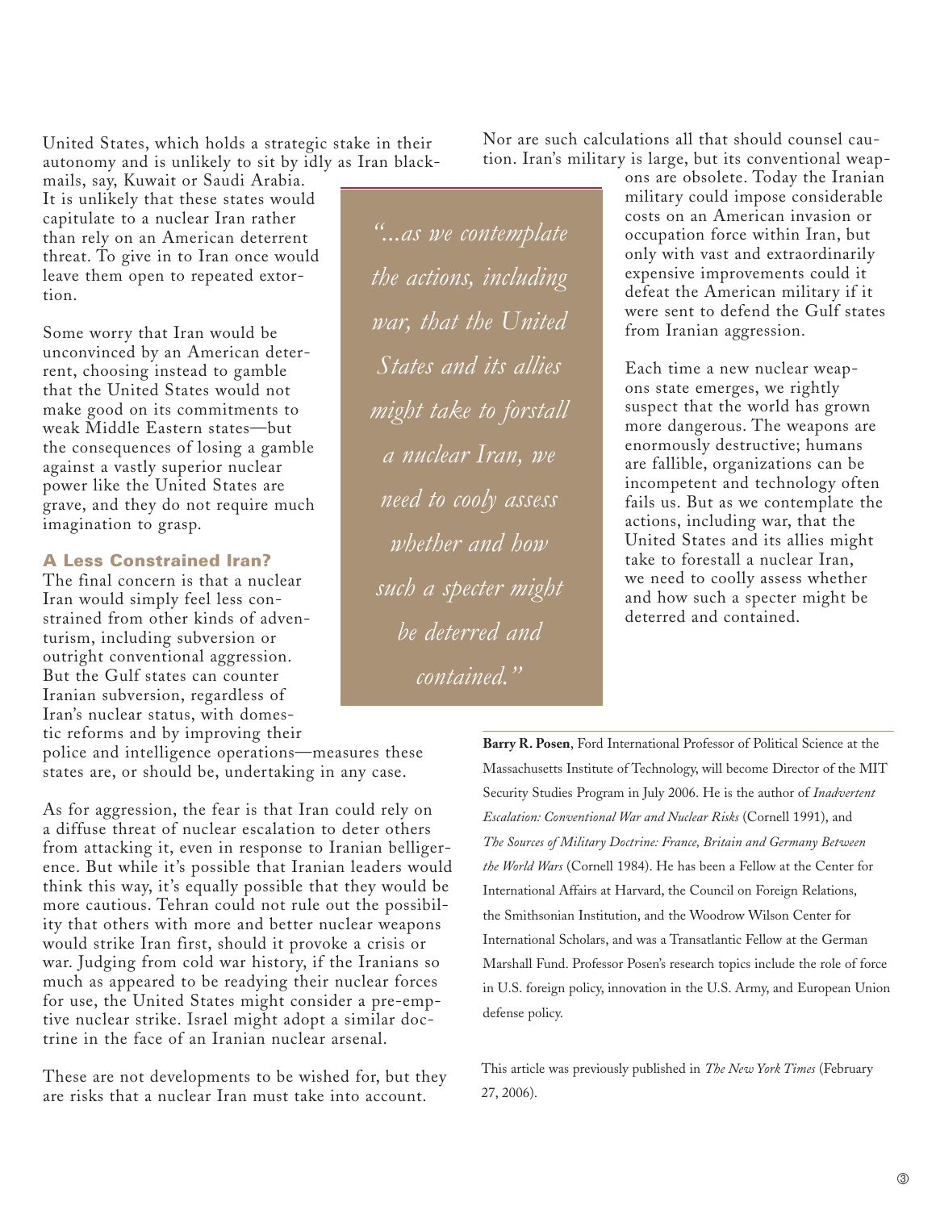United States, which holds a strategic stake in their autonomy and is unlikely to sit by idly as Iran blackmails, say, Kuwait or Saudi Arabia. It is unlikely that these states would capitulate to a nuclear Iran rather than rely on an American deterrent threat. To give in to Iran once would leave them open to repeated extortion.

Some worry that Iran would be unconvinced by an American deterrent, choosing instead to gamble that the United States would not make good on its commitments to weak Middle Eastern states—but the consequences of losing a gamble against a vastly superior nuclear power like the United States are grave, and they do not require much imagination to grasp.

### A Less Constrained Iran?

The final concern is that a nuclear Iran would simply feel less constrained from other kinds of adventurism, including subversion or outright conventional aggression. But the Gulf states can counter Iranian subversion, regardless of Iran's nuclear status, with domestic reforms and by improving their police and intelligence operations—measures these states are, or should be, undertaking in any case.

As for aggression, the fear is that Iran could rely on a diffuse threat of nuclear escalation to deter others from attacking it, even in response to Iranian belligerence. But while it's possible that Iranian leaders would think this way, it's equally possible that they would be more cautious. Tehran could not rule out the possibility that others with more and better nuclear weapons would strike Iran first, should it provoke a crisis or war. Judging from cold war history, if the Iranians so much as appeared to be readying their nuclear forces for use, the United States might consider a pre-emptive nuclear strike. Israel might adopt a similar doctrine in the face of an Iranian nuclear arsenal.

These are not developments to be wished for, but they are risks that a nuclear Iran must take into account.

*"...as we contemplate the actions, including war, that the United States and its allies might take to forstall a nuclear Iran, we need to cooly assess whether and how such a specter might be deterred and contained."*

Nor are such calculations all that should counsel caution. Iran's military is large, but its conventional weapons are obsolete. Today the Iranian military could impose considerable costs on an American invasion or occupation force within Iran, but only with vast and extraordinarily expensive improvements could it defeat the American military if it were sent to defend the Gulf states from Iranian aggression.

Each time a new nuclear weapons state emerges, we rightly suspect that the world has grown more dangerous. The weapons are enormously destructive; humans are fallible, organizations can be incompetent and technology often fails us. But as we contemplate the actions, including war, that the United States and its allies might take to forestall a nuclear Iran, we need to coolly assess whether and how such a specter might be deterred and contained.

---

**Barry R. Posen**, Ford International Professor of Political Science at the Massachusetts Institute of Technology, will become Director of the MIT Security Studies Program in July 2006. He is the author of *Inadvertent Escalation: Conventional War and Nuclear Risks* (Cornell 1991), and *The Sources of Military Doctrine: France, Britain and Germany Between the World Wars* (Cornell 1984). He has been a Fellow at the Center for International Affairs at Harvard, the Council on Foreign Relations, the Smithsonian Institution, and the Woodrow Wilson Center for International Scholars, and was a Transatlantic Fellow at the German Marshall Fund. Professor Posen's research topics include the role of force in U.S. foreign policy, innovation in the U.S. Army, and European Union defense policy.

This article was previously published in *The New York Times* (February 27, 2006).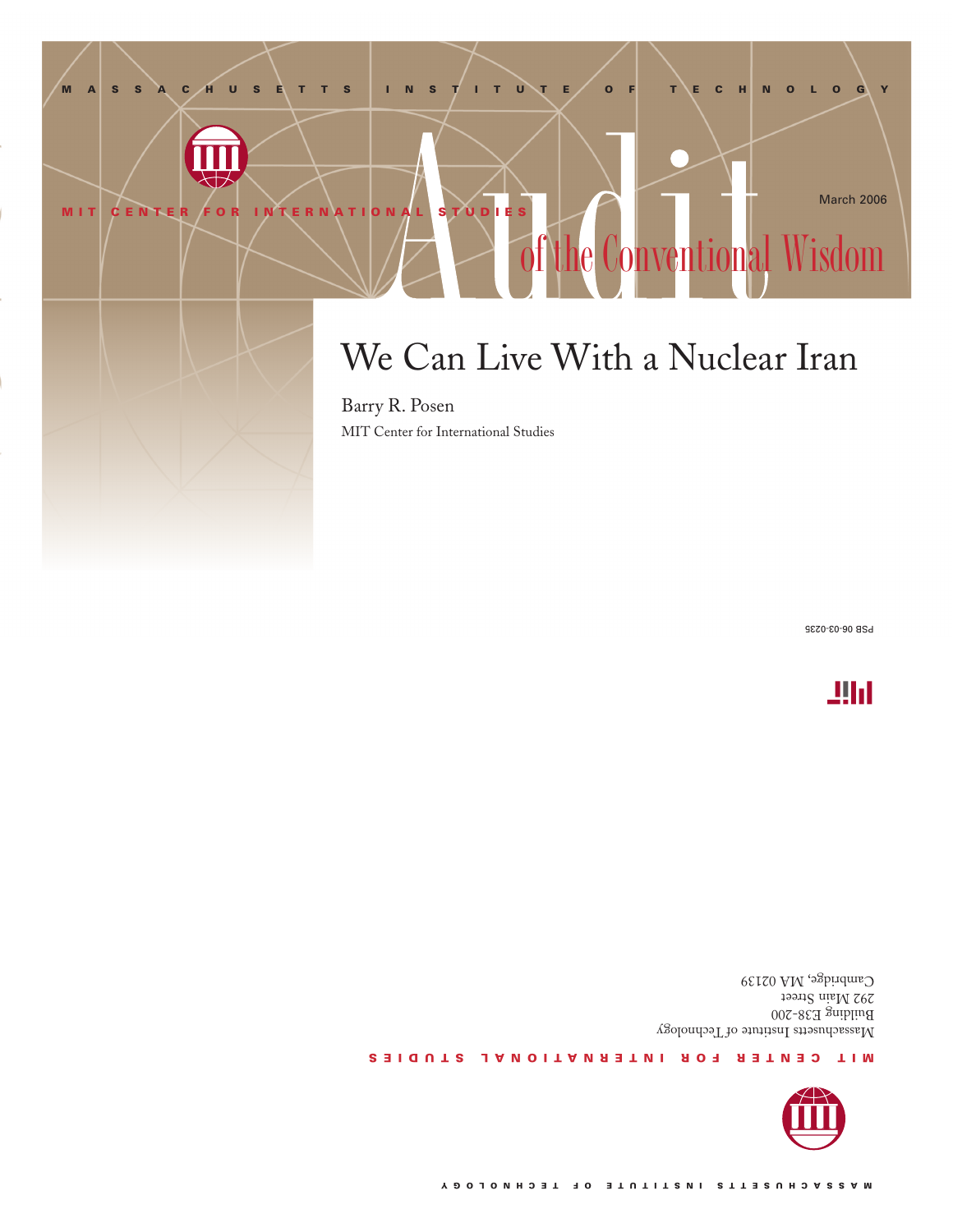MASSACHUSETTS INSTITUTE OF TECHNOLOGY

MIT CENTER FOR INTERNATIONAL STUDIES

# Audit of the Conventional Wisdom

March 2006

## We Can Live With a Nuclear Iran

Barry R. Posen

MIT Center for International Studies

PSB 06-03-0235

MIT CENTER FOR INTERNATIONAL STUDIES

Massachusetts Institute of Technology
Building E38-200
292 Main Street
Cambridge, MA 02139

MASSACHUSETTS INSTITUTE OF TECHNOLOGY